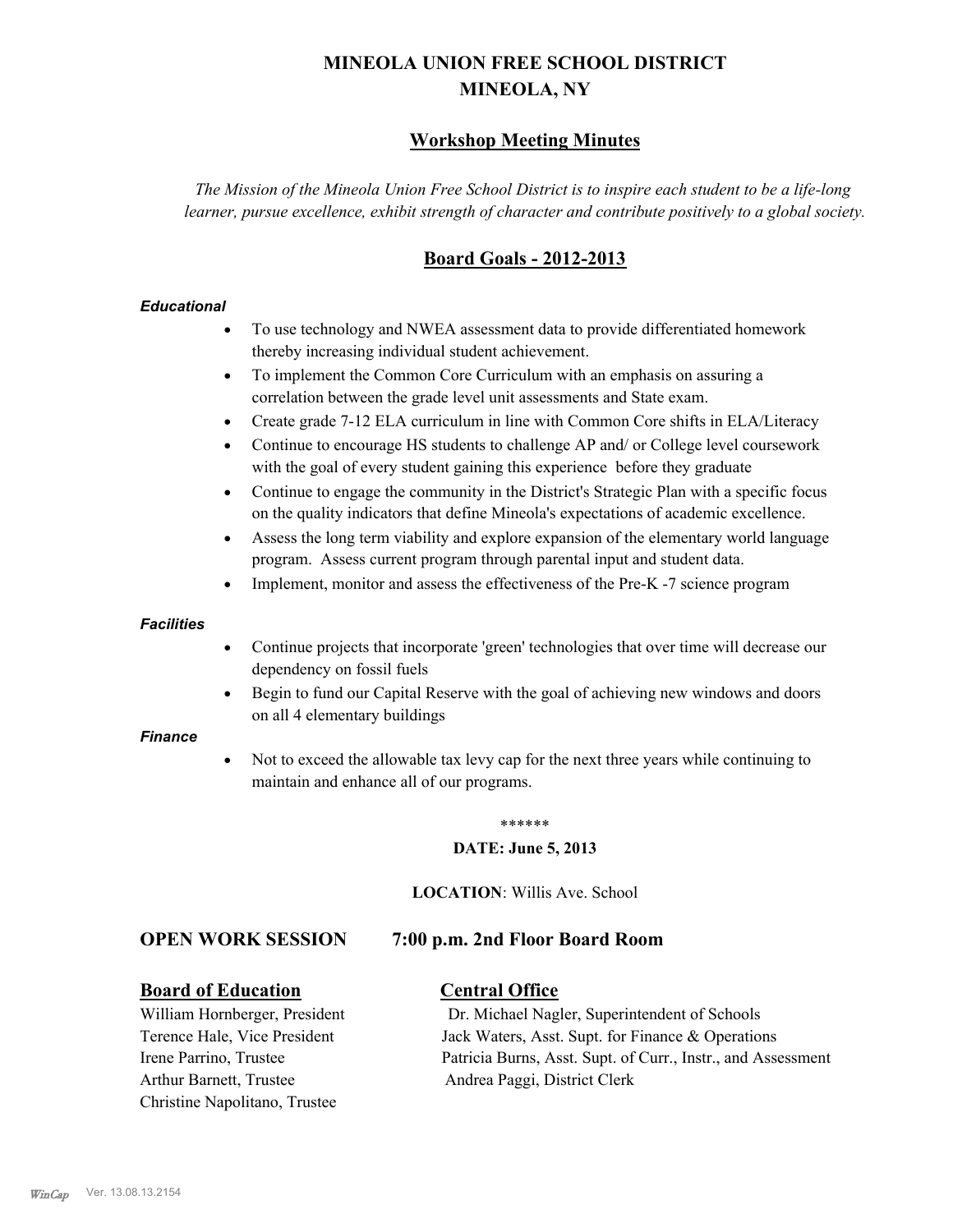# MINEOLA UNION FREE SCHOOL DISTRICT
# MINEOLA, NY

## Workshop Meeting Minutes

*The Mission of the Mineola Union Free School District is to inspire each student to be a life-long learner, pursue excellence, exhibit strength of character and contribute positively to a global society.*

## Board Goals - 2012-2013

***Educational***

- To use technology and NWEA assessment data to provide differentiated homework thereby increasing individual student achievement.
- To implement the Common Core Curriculum with an emphasis on assuring a correlation between the grade level unit assessments and State exam.
- Create grade 7-12 ELA curriculum in line with Common Core shifts in ELA/Literacy
- Continue to encourage HS students to challenge AP and/ or College level coursework with the goal of every student gaining this experience before they graduate
- Continue to engage the community in the District's Strategic Plan with a specific focus on the quality indicators that define Mineola's expectations of academic excellence.
- Assess the long term viability and explore expansion of the elementary world language program. Assess current program through parental input and student data.
- Implement, monitor and assess the effectiveness of the Pre-K -7 science program

***Facilities***

- Continue projects that incorporate 'green' technologies that over time will decrease our dependency on fossil fuels
- Begin to fund our Capital Reserve with the goal of achieving new windows and doors on all 4 elementary buildings

***Finance***

- Not to exceed the allowable tax levy cap for the next three years while continuing to maintain and enhance all of our programs.

******

**DATE: June 5, 2013**

**LOCATION**: Willis Ave. School

**OPEN WORK SESSION 7:00 p.m. 2nd Floor Board Room**

**Board of Education**

William Hornberger, President
Terence Hale, Vice President
Irene Parrino, Trustee
Arthur Barnett, Trustee
Christine Napolitano, Trustee

**Central Office**

Dr. Michael Nagler, Superintendent of Schools
Jack Waters, Asst. Supt. for Finance & Operations
Patricia Burns, Asst. Supt. of Curr., Instr., and Assessment
Andrea Paggi, District Clerk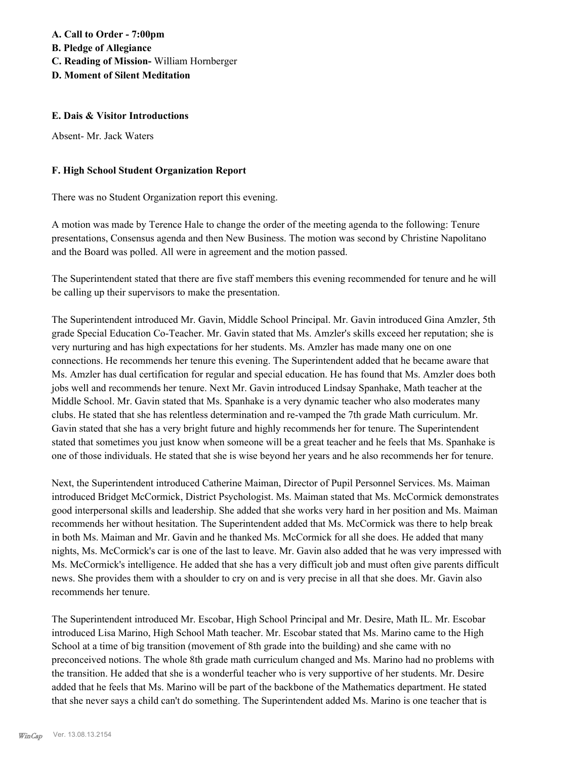**A. Call to Order - 7:00pm**
**B. Pledge of Allegiance**
**C. Reading of Mission-** William Hornberger
**D. Moment of Silent Meditation**

**E. Dais & Visitor Introductions**

Absent- Mr. Jack Waters

**F. High School Student Organization Report**

There was no Student Organization report this evening.

A motion was made by Terence Hale to change the order of the meeting agenda to the following: Tenure presentations, Consensus agenda and then New Business. The motion was second by Christine Napolitano and the Board was polled. All were in agreement and the motion passed.

The Superintendent stated that there are five staff members this evening recommended for tenure and he will be calling up their supervisors to make the presentation.

The Superintendent introduced Mr. Gavin, Middle School Principal. Mr. Gavin introduced Gina Amzler, 5th grade Special Education Co-Teacher. Mr. Gavin stated that Ms. Amzler's skills exceed her reputation; she is very nurturing and has high expectations for her students. Ms. Amzler has made many one on one connections. He recommends her tenure this evening. The Superintendent added that he became aware that Ms. Amzler has dual certification for regular and special education. He has found that Ms. Amzler does both jobs well and recommends her tenure. Next Mr. Gavin introduced Lindsay Spanhake, Math teacher at the Middle School. Mr. Gavin stated that Ms. Spanhake is a very dynamic teacher who also moderates many clubs. He stated that she has relentless determination and re-vamped the 7th grade Math curriculum. Mr. Gavin stated that she has a very bright future and highly recommends her for tenure. The Superintendent stated that sometimes you just know when someone will be a great teacher and he feels that Ms. Spanhake is one of those individuals. He stated that she is wise beyond her years and he also recommends her for tenure.

Next, the Superintendent introduced Catherine Maiman, Director of Pupil Personnel Services. Ms. Maiman introduced Bridget McCormick, District Psychologist. Ms. Maiman stated that Ms. McCormick demonstrates good interpersonal skills and leadership. She added that she works very hard in her position and Ms. Maiman recommends her without hesitation. The Superintendent added that Ms. McCormick was there to help break in both Ms. Maiman and Mr. Gavin and he thanked Ms. McCormick for all she does. He added that many nights, Ms. McCormick's car is one of the last to leave. Mr. Gavin also added that he was very impressed with Ms. McCormick's intelligence. He added that she has a very difficult job and must often give parents difficult news. She provides them with a shoulder to cry on and is very precise in all that she does. Mr. Gavin also recommends her tenure.

The Superintendent introduced Mr. Escobar, High School Principal and Mr. Desire, Math IL. Mr. Escobar introduced Lisa Marino, High School Math teacher. Mr. Escobar stated that Ms. Marino came to the High School at a time of big transition (movement of 8th grade into the building) and she came with no preconceived notions. The whole 8th grade math curriculum changed and Ms. Marino had no problems with the transition. He added that she is a wonderful teacher who is very supportive of her students. Mr. Desire added that he feels that Ms. Marino will be part of the backbone of the Mathematics department. He stated that she never says a child can't do something. The Superintendent added Ms. Marino is one teacher that is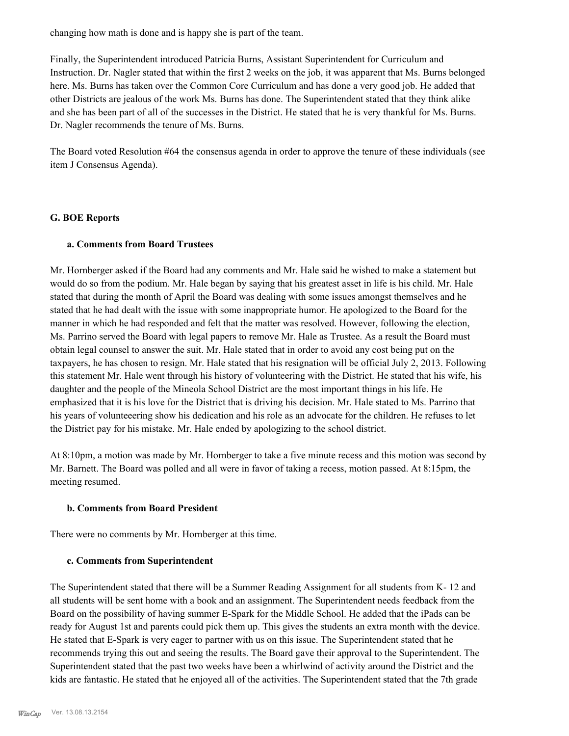changing how math is done and is happy she is part of the team.

Finally, the Superintendent introduced Patricia Burns, Assistant Superintendent for Curriculum and Instruction. Dr. Nagler stated that within the first 2 weeks on the job, it was apparent that Ms. Burns belonged here. Ms. Burns has taken over the Common Core Curriculum and has done a very good job. He added that other Districts are jealous of the work Ms. Burns has done. The Superintendent stated that they think alike and she has been part of all of the successes in the District. He stated that he is very thankful for Ms. Burns. Dr. Nagler recommends the tenure of Ms. Burns.

The Board voted Resolution #64 the consensus agenda in order to approve the tenure of these individuals (see item J Consensus Agenda).

## G. BOE Reports

### a. Comments from Board Trustees

Mr. Hornberger asked if the Board had any comments and Mr. Hale said he wished to make a statement but would do so from the podium. Mr. Hale began by saying that his greatest asset in life is his child. Mr. Hale stated that during the month of April the Board was dealing with some issues amongst themselves and he stated that he had dealt with the issue with some inappropriate humor. He apologized to the Board for the manner in which he had responded and felt that the matter was resolved. However, following the election, Ms. Parrino served the Board with legal papers to remove Mr. Hale as Trustee. As a result the Board must obtain legal counsel to answer the suit. Mr. Hale stated that in order to avoid any cost being put on the taxpayers, he has chosen to resign. Mr. Hale stated that his resignation will be official July 2, 2013. Following this statement Mr. Hale went through his history of volunteering with the District. He stated that his wife, his daughter and the people of the Mineola School District are the most important things in his life. He emphasized that it is his love for the District that is driving his decision. Mr. Hale stated to Ms. Parrino that his years of volunteering show his dedication and his role as an advocate for the children. He refuses to let the District pay for his mistake. Mr. Hale ended by apologizing to the school district.

At 8:10pm, a motion was made by Mr. Hornberger to take a five minute recess and this motion was second by Mr. Barnett. The Board was polled and all were in favor of taking a recess, motion passed. At 8:15pm, the meeting resumed.

### b. Comments from Board President

There were no comments by Mr. Hornberger at this time.

### c. Comments from Superintendent

The Superintendent stated that there will be a Summer Reading Assignment for all students from K- 12 and all students will be sent home with a book and an assignment. The Superintendent needs feedback from the Board on the possibility of having summer E-Spark for the Middle School. He added that the iPads can be ready for August 1st and parents could pick them up. This gives the students an extra month with the device. He stated that E-Spark is very eager to partner with us on this issue. The Superintendent stated that he recommends trying this out and seeing the results. The Board gave their approval to the Superintendent. The Superintendent stated that the past two weeks have been a whirlwind of activity around the District and the kids are fantastic. He stated that he enjoyed all of the activities. The Superintendent stated that the 7th grade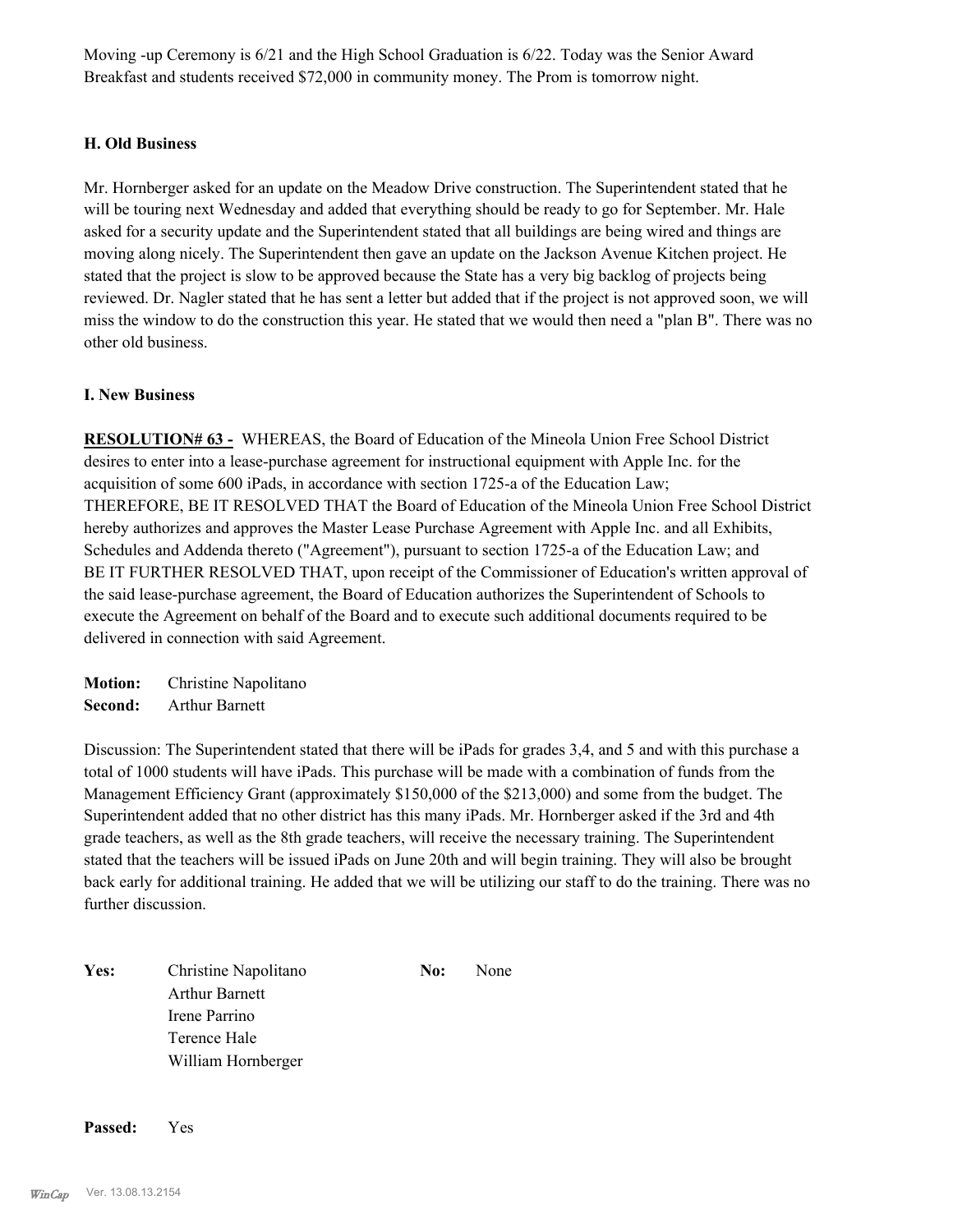Moving -up Ceremony is 6/21 and the High School Graduation is 6/22. Today was the Senior Award Breakfast and students received $72,000 in community money. The Prom is tomorrow night.

### H. Old Business

Mr. Hornberger asked for an update on the Meadow Drive construction. The Superintendent stated that he will be touring next Wednesday and added that everything should be ready to go for September. Mr. Hale asked for a security update and the Superintendent stated that all buildings are being wired and things are moving along nicely. The Superintendent then gave an update on the Jackson Avenue Kitchen project. He stated that the project is slow to be approved because the State has a very big backlog of projects being reviewed. Dr. Nagler stated that he has sent a letter but added that if the project is not approved soon, we will miss the window to do the construction this year. He stated that we would then need a "plan B". There was no other old business.

### I. New Business

**RESOLUTION# 63 -** WHEREAS, the Board of Education of the Mineola Union Free School District desires to enter into a lease-purchase agreement for instructional equipment with Apple Inc. for the acquisition of some 600 iPads, in accordance with section 1725-a of the Education Law;
THEREFORE, BE IT RESOLVED THAT the Board of Education of the Mineola Union Free School District hereby authorizes and approves the Master Lease Purchase Agreement with Apple Inc. and all Exhibits, Schedules and Addenda thereto ("Agreement"), pursuant to section 1725-a of the Education Law; and
BE IT FURTHER RESOLVED THAT, upon receipt of the Commissioner of Education's written approval of the said lease-purchase agreement, the Board of Education authorizes the Superintendent of Schools to execute the Agreement on behalf of the Board and to execute such additional documents required to be delivered in connection with said Agreement.

**Motion:** Christine Napolitano
**Second:** Arthur Barnett

Discussion: The Superintendent stated that there will be iPads for grades 3,4, and 5 and with this purchase a total of 1000 students will have iPads. This purchase will be made with a combination of funds from the Management Efficiency Grant (approximately $150,000 of the $213,000) and some from the budget. The Superintendent added that no other district has this many iPads. Mr. Hornberger asked if the 3rd and 4th grade teachers, as well as the 8th grade teachers, will receive the necessary training. The Superintendent stated that the teachers will be issued iPads on June 20th and will begin training. They will also be brought back early for additional training. He added that we will be utilizing our staff to do the training. There was no further discussion.

| | | | |
|---|---|---|---|
| **Yes:** | Christine Napolitano | **No:** | None |
| | Arthur Barnett | | |
| | Irene Parrino | | |
| | Terence Hale | | |
| | William Hornberger | | |

**Passed:** Yes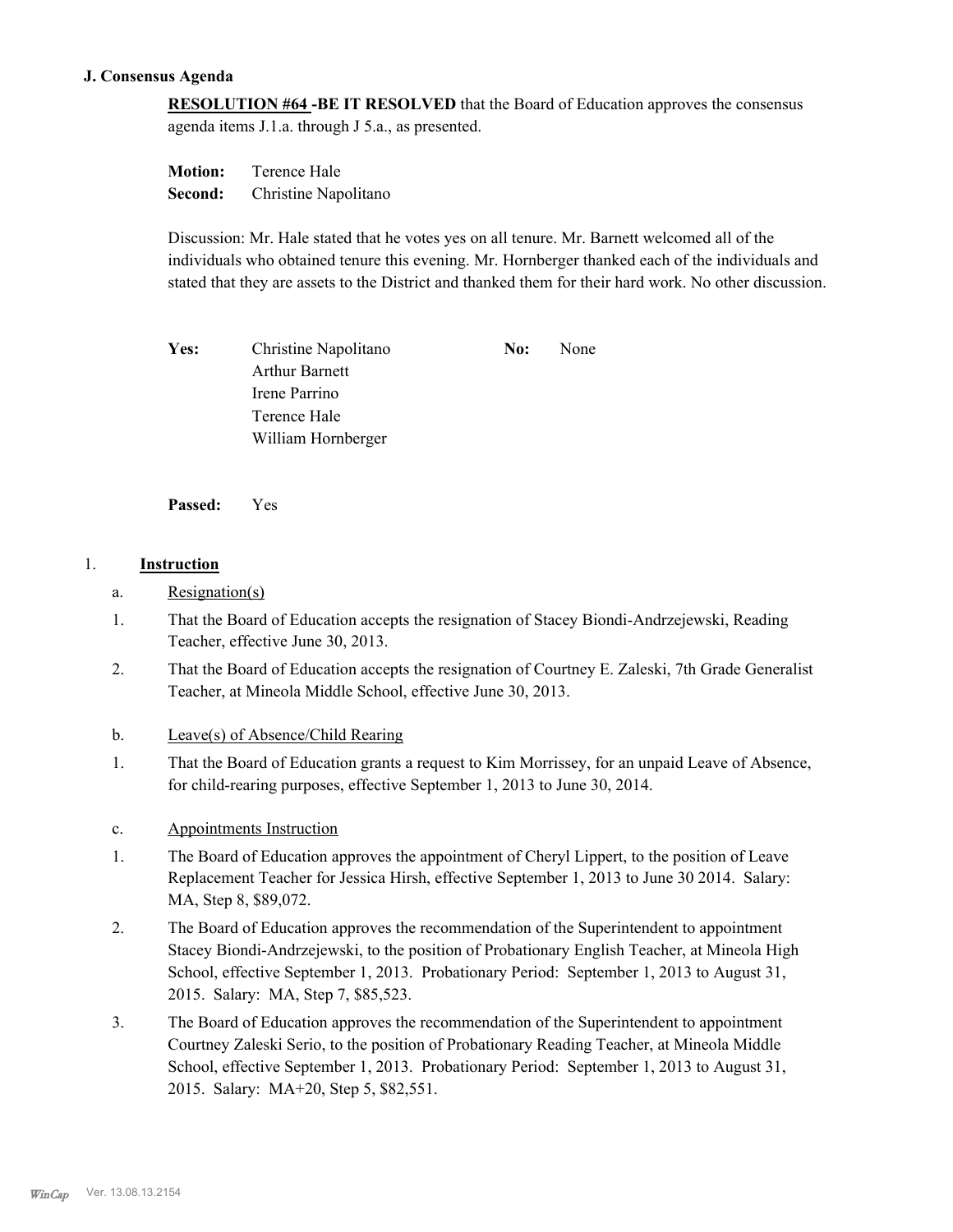## J. Consensus Agenda

**RESOLUTION #64 -BE IT RESOLVED** that the Board of Education approves the consensus agenda items J.1.a. through J 5.a., as presented.

**Motion:** Terence Hale
**Second:** Christine Napolitano

Discussion: Mr. Hale stated that he votes yes on all tenure. Mr. Barnett welcomed all of the individuals who obtained tenure this evening. Mr. Hornberger thanked each of the individuals and stated that they are assets to the District and thanked them for their hard work. No other discussion.

| | | | |
|---|---|---|---|
| **Yes:** | Christine Napolitano | **No:** | None |
| | Arthur Barnett | | |
| | Irene Parrino | | |
| | Terence Hale | | |
| | William Hornberger | | |

**Passed:** Yes

1. **Instruction**

a. Resignation(s)

1. That the Board of Education accepts the resignation of Stacey Biondi-Andrzejewski, Reading Teacher, effective June 30, 2013.
2. That the Board of Education accepts the resignation of Courtney E. Zaleski, 7th Grade Generalist Teacher, at Mineola Middle School, effective June 30, 2013.

b. Leave(s) of Absence/Child Rearing

1. That the Board of Education grants a request to Kim Morrissey, for an unpaid Leave of Absence, for child-rearing purposes, effective September 1, 2013 to June 30, 2014.

c. Appointments Instruction

1. The Board of Education approves the appointment of Cheryl Lippert, to the position of Leave Replacement Teacher for Jessica Hirsh, effective September 1, 2013 to June 30 2014. Salary: MA, Step 8, $89,072.
2. The Board of Education approves the recommendation of the Superintendent to appointment Stacey Biondi-Andrzejewski, to the position of Probationary English Teacher, at Mineola High School, effective September 1, 2013. Probationary Period: September 1, 2013 to August 31, 2015. Salary: MA, Step 7, $85,523.
3. The Board of Education approves the recommendation of the Superintendent to appointment Courtney Zaleski Serio, to the position of Probationary Reading Teacher, at Mineola Middle School, effective September 1, 2013. Probationary Period: September 1, 2013 to August 31, 2015. Salary: MA+20, Step 5, $82,551.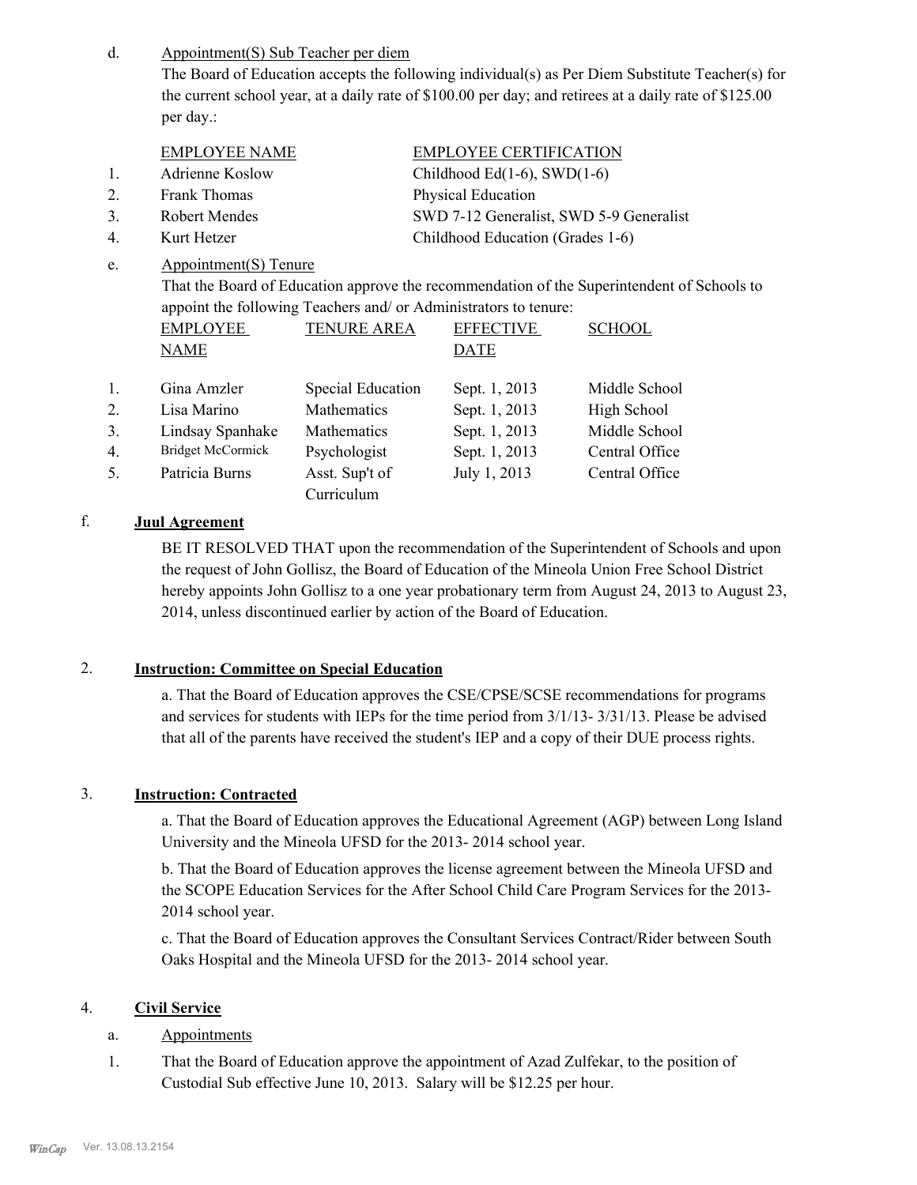d. Appointment(S) Sub Teacher per diem

The Board of Education accepts the following individual(s) as Per Diem Substitute Teacher(s) for the current school year, at a daily rate of $100.00 per day; and retirees at a daily rate of $125.00 per day.:

| | EMPLOYEE NAME | EMPLOYEE CERTIFICATION |
|---|---|---|
| 1. | Adrienne Koslow | Childhood Ed(1-6), SWD(1-6) |
| 2. | Frank Thomas | Physical Education |
| 3. | Robert Mendes | SWD 7-12 Generalist, SWD 5-9 Generalist |
| 4. | Kurt Hetzer | Childhood Education (Grades 1-6) |

e. Appointment(S) Tenure

That the Board of Education approve the recommendation of the Superintendent of Schools to appoint the following Teachers and/ or Administrators to tenure:

| | EMPLOYEE NAME | TENURE AREA | EFFECTIVE DATE | SCHOOL |
|---|---|---|---|---|
| 1. | Gina Amzler | Special Education | Sept. 1, 2013 | Middle School |
| 2. | Lisa Marino | Mathematics | Sept. 1, 2013 | High School |
| 3. | Lindsay Spanhake | Mathematics | Sept. 1, 2013 | Middle School |
| 4. | Bridget McCormick | Psychologist | Sept. 1, 2013 | Central Office |
| 5. | Patricia Burns | Asst. Sup't of Curriculum | July 1, 2013 | Central Office |

f. **Juul Agreement**

BE IT RESOLVED THAT upon the recommendation of the Superintendent of Schools and upon the request of John Gollisz, the Board of Education of the Mineola Union Free School District hereby appoints John Gollisz to a one year probationary term from August 24, 2013 to August 23, 2014, unless discontinued earlier by action of the Board of Education.

2. **Instruction: Committee on Special Education**

a. That the Board of Education approves the CSE/CPSE/SCSE recommendations for programs and services for students with IEPs for the time period from 3/1/13- 3/31/13. Please be advised that all of the parents have received the student's IEP and a copy of their DUE process rights.

3. **Instruction: Contracted**

a. That the Board of Education approves the Educational Agreement (AGP) between Long Island University and the Mineola UFSD for the 2013- 2014 school year.

b. That the Board of Education approves the license agreement between the Mineola UFSD and the SCOPE Education Services for the After School Child Care Program Services for the 2013-2014 school year.

c. That the Board of Education approves the Consultant Services Contract/Rider between South Oaks Hospital and the Mineola UFSD for the 2013- 2014 school year.

4. **Civil Service**

a. Appointments

1. That the Board of Education approve the appointment of Azad Zulfekar, to the position of Custodial Sub effective June 10, 2013. Salary will be $12.25 per hour.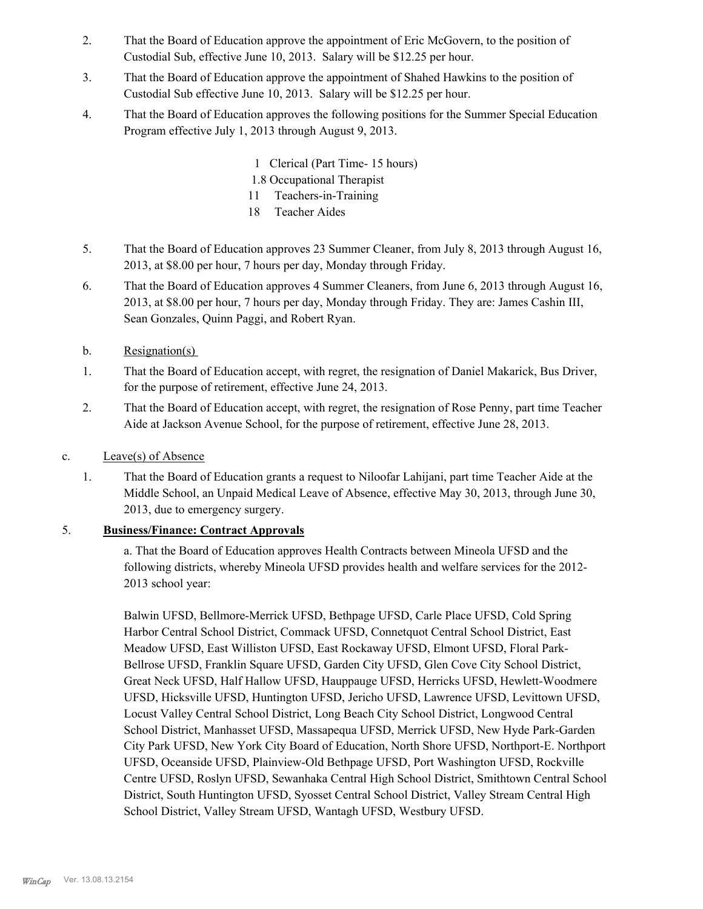2. That the Board of Education approve the appointment of Eric McGovern, to the position of Custodial Sub, effective June 10, 2013. Salary will be $12.25 per hour.

3. That the Board of Education approve the appointment of Shahed Hawkins to the position of Custodial Sub effective June 10, 2013. Salary will be $12.25 per hour.

4. That the Board of Education approves the following positions for the Summer Special Education Program effective July 1, 2013 through August 9, 2013.

   1 Clerical (Part Time- 15 hours)
   1.8 Occupational Therapist
   11 Teachers-in-Training
   18 Teacher Aides

5. That the Board of Education approves 23 Summer Cleaner, from July 8, 2013 through August 16, 2013, at $8.00 per hour, 7 hours per day, Monday through Friday.

6. That the Board of Education approves 4 Summer Cleaners, from June 6, 2013 through August 16, 2013, at $8.00 per hour, 7 hours per day, Monday through Friday. They are: James Cashin III, Sean Gonzales, Quinn Paggi, and Robert Ryan.

b. Resignation(s)

1. That the Board of Education accept, with regret, the resignation of Daniel Makarick, Bus Driver, for the purpose of retirement, effective June 24, 2013.

2. That the Board of Education accept, with regret, the resignation of Rose Penny, part time Teacher Aide at Jackson Avenue School, for the purpose of retirement, effective June 28, 2013.

c. Leave(s) of Absence

1. That the Board of Education grants a request to Niloofar Lahijani, part time Teacher Aide at the Middle School, an Unpaid Medical Leave of Absence, effective May 30, 2013, through June 30, 2013, due to emergency surgery.

5. **Business/Finance: Contract Approvals**

a. That the Board of Education approves Health Contracts between Mineola UFSD and the following districts, whereby Mineola UFSD provides health and welfare services for the 2012-2013 school year:

Balwin UFSD, Bellmore-Merrick UFSD, Bethpage UFSD, Carle Place UFSD, Cold Spring Harbor Central School District, Commack UFSD, Connetquot Central School District, East Meadow UFSD, East Williston UFSD, East Rockaway UFSD, Elmont UFSD, Floral Park-Bellrose UFSD, Franklin Square UFSD, Garden City UFSD, Glen Cove City School District, Great Neck UFSD, Half Hallow UFSD, Hauppauge UFSD, Herricks UFSD, Hewlett-Woodmere UFSD, Hicksville UFSD, Huntington UFSD, Jericho UFSD, Lawrence UFSD, Levittown UFSD, Locust Valley Central School District, Long Beach City School District, Longwood Central School District, Manhasset UFSD, Massapequa UFSD, Merrick UFSD, New Hyde Park-Garden City Park UFSD, New York City Board of Education, North Shore UFSD, Northport-E. Northport UFSD, Oceanside UFSD, Plainview-Old Bethpage UFSD, Port Washington UFSD, Rockville Centre UFSD, Roslyn UFSD, Sewanhaka Central High School District, Smithtown Central School District, South Huntington UFSD, Syosset Central School District, Valley Stream Central High School District, Valley Stream UFSD, Wantagh UFSD, Westbury UFSD.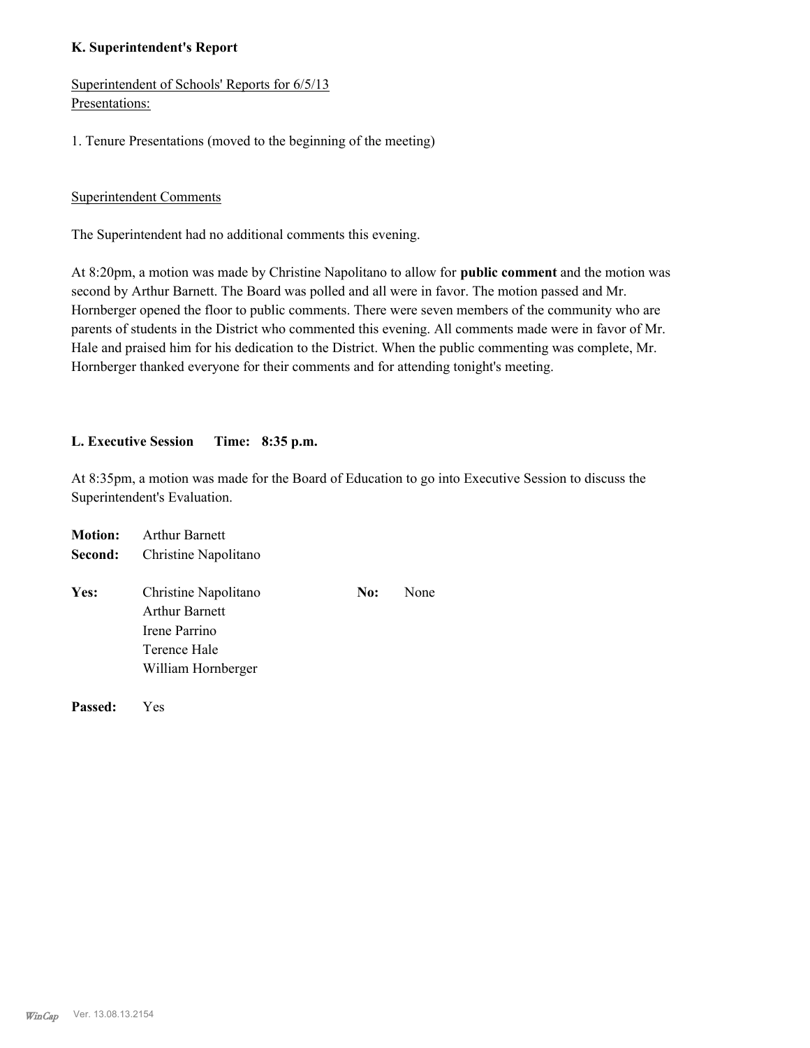### K. Superintendent's Report

Superintendent of Schools' Reports for 6/5/13
Presentations:

1. Tenure Presentations (moved to the beginning of the meeting)

Superintendent Comments

The Superintendent had no additional comments this evening.

At 8:20pm, a motion was made by Christine Napolitano to allow for **public comment** and the motion was second by Arthur Barnett. The Board was polled and all were in favor. The motion passed and Mr. Hornberger opened the floor to public comments. There were seven members of the community who are parents of students in the District who commented this evening. All comments made were in favor of Mr. Hale and praised him for his dedication to the District. When the public commenting was complete, Mr. Hornberger thanked everyone for their comments and for attending tonight's meeting.

### L. Executive Session Time: 8:35 p.m.

At 8:35pm, a motion was made for the Board of Education to go into Executive Session to discuss the Superintendent's Evaluation.

**Motion:** Arthur Barnett
**Second:** Christine Napolitano

**Yes:** Christine Napolitano
Arthur Barnett
Irene Parrino
Terence Hale
William Hornberger

**No:** None

**Passed:** Yes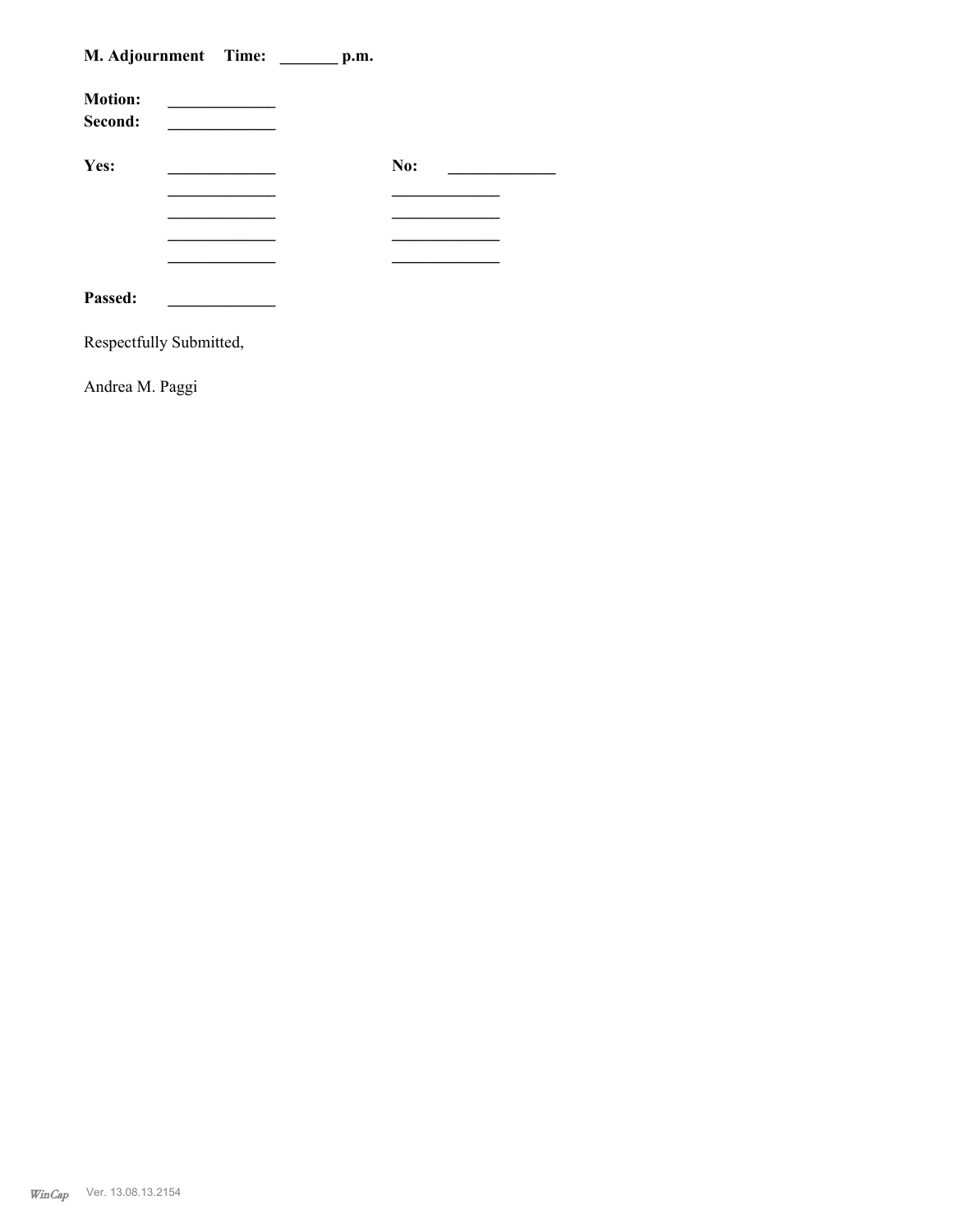**M. Adjournment Time: _______ p.m.**

**Motion:** _____________
**Second:** _____________

| | | | |
|---|---|---|---|
| **Yes:** | _____________ | **No:** | _____________ |
| | _____________ | | _____________ |
| | _____________ | | _____________ |
| | _____________ | | _____________ |
| | _____________ | | _____________ |

**Passed:** _____________

Respectfully Submitted,

Andrea M. Paggi